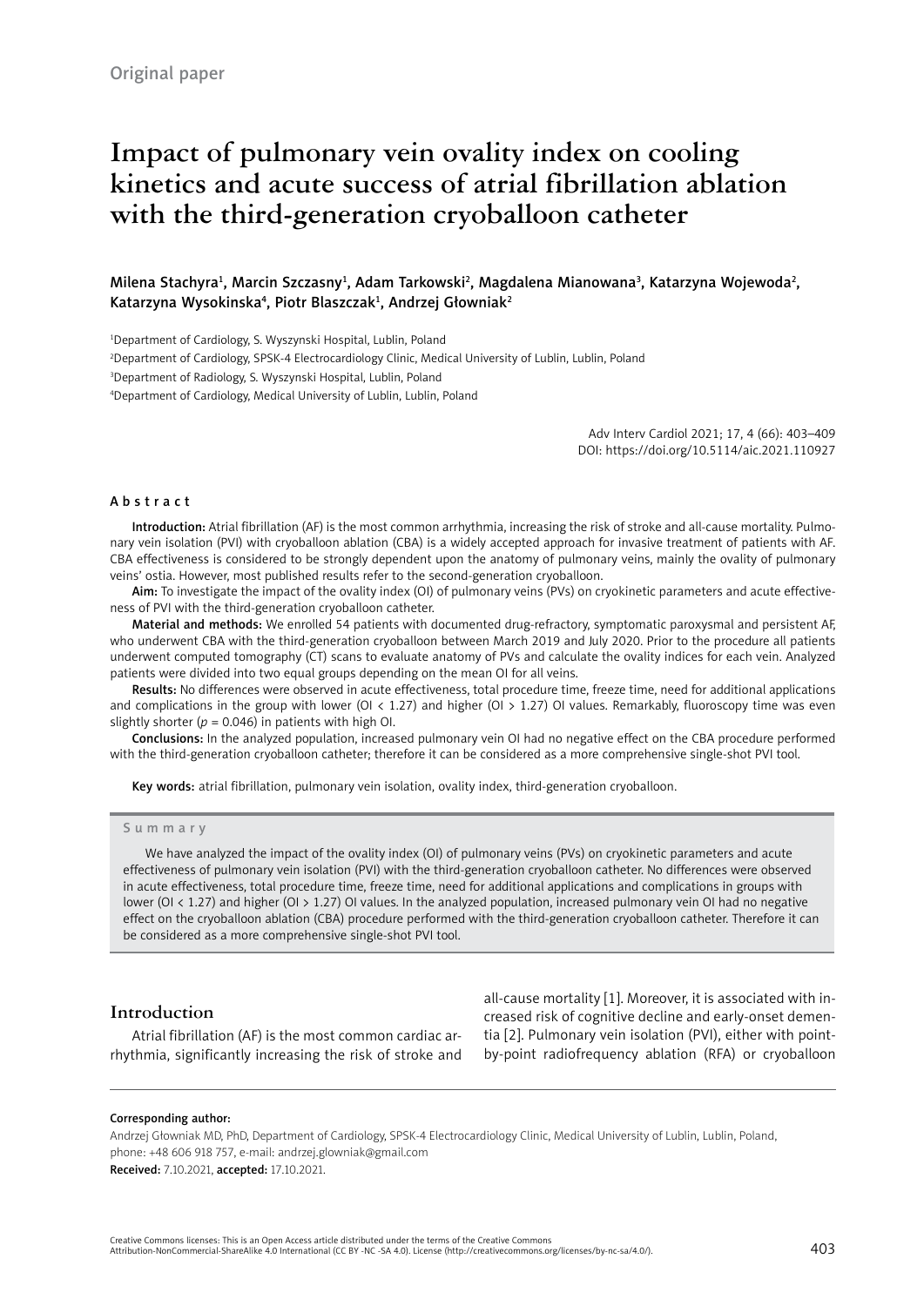Original paper

# Impact of pulmonary vein ovality index on cooling kinetics and acute success of atrial fibrillation ablation with the third-generation cryoballoon catheter

Milena Stachyra[1], Marcin Szczasny[1], Adam Tarkowski[2], Magdalena Mianowana[3], Katarzyna Wojewoda[2], Katarzyna Wysokinska[4], Piotr Blaszczak[1], Andrzej Głowniak[2]

[1]Department of Cardiology, S. Wyszynski Hospital, Lublin, Poland
[2]Department of Cardiology, SPSK-4 Electrocardiology Clinic, Medical University of Lublin, Lublin, Poland
[3]Department of Radiology, S. Wyszynski Hospital, Lublin, Poland
[4]Department of Cardiology, Medical University of Lublin, Lublin, Poland

Adv Interv Cardiol 2021; 17, 4 (66): 403–409
DOI: https://doi.org/10.5114/aic.2021.110927

## Abstract

**Introduction:** Atrial fibrillation (AF) is the most common arrhythmia, increasing the risk of stroke and all-cause mortality. Pulmonary vein isolation (PVI) with cryoballoon ablation (CBA) is a widely accepted approach for invasive treatment of patients with AF. CBA effectiveness is considered to be strongly dependent upon the anatomy of pulmonary veins, mainly the ovality of pulmonary veins' ostia. However, most published results refer to the second-generation cryoballoon.

**Aim:** To investigate the impact of the ovality index (OI) of pulmonary veins (PVs) on cryokinetic parameters and acute effectiveness of PVI with the third-generation cryoballoon catheter.

**Material and methods:** We enrolled 54 patients with documented drug-refractory, symptomatic paroxysmal and persistent AF, who underwent CBA with the third-generation cryoballoon between March 2019 and July 2020. Prior to the procedure all patients underwent computed tomography (CT) scans to evaluate anatomy of PVs and calculate the ovality indices for each vein. Analyzed patients were divided into two equal groups depending on the mean OI for all veins.

**Results:** No differences were observed in acute effectiveness, total procedure time, freeze time, need for additional applications and complications in the group with lower (OI < 1.27) and higher (OI > 1.27) OI values. Remarkably, fluoroscopy time was even slightly shorter ($p = 0.046$) in patients with high OI.

**Conclusions:** In the analyzed population, increased pulmonary vein OI had no negative effect on the CBA procedure performed with the third-generation cryoballoon catheter; therefore it can be considered as a more comprehensive single-shot PVI tool.

**Key words:** atrial fibrillation, pulmonary vein isolation, ovality index, third-generation cryoballoon.

## Summary

We have analyzed the impact of the ovality index (OI) of pulmonary veins (PVs) on cryokinetic parameters and acute effectiveness of pulmonary vein isolation (PVI) with the third-generation cryoballoon catheter. No differences were observed in acute effectiveness, total procedure time, freeze time, need for additional applications and complications in groups with lower (OI < 1.27) and higher (OI > 1.27) OI values. In the analyzed population, increased pulmonary vein OI had no negative effect on the cryoballoon ablation (CBA) procedure performed with the third-generation cryoballoon catheter. Therefore it can be considered as a more comprehensive single-shot PVI tool.

## Introduction

Atrial fibrillation (AF) is the most common cardiac arrhythmia, significantly increasing the risk of stroke and all-cause mortality [1]. Moreover, it is associated with increased risk of cognitive decline and early-onset dementia [2]. Pulmonary vein isolation (PVI), either with point-by-point radiofrequency ablation (RFA) or cryoballoon

**Corresponding author:**
Andrzej Głowniak MD, PhD, Department of Cardiology, SPSK-4 Electrocardiology Clinic, Medical University of Lublin, Lublin, Poland, phone: +48 606 918 757, e-mail: andrzej.glowniak@gmail.com
**Received:** 7.10.2021, **accepted:** 17.10.2021.

Creative Commons licenses: This is an Open Access article distributed under the terms of the Creative Commons Attribution-NonCommercial-ShareAlike 4.0 International (CC BY -NC -SA 4.0). License (http://creativecommons.org/licenses/by-nc-sa/4.0/).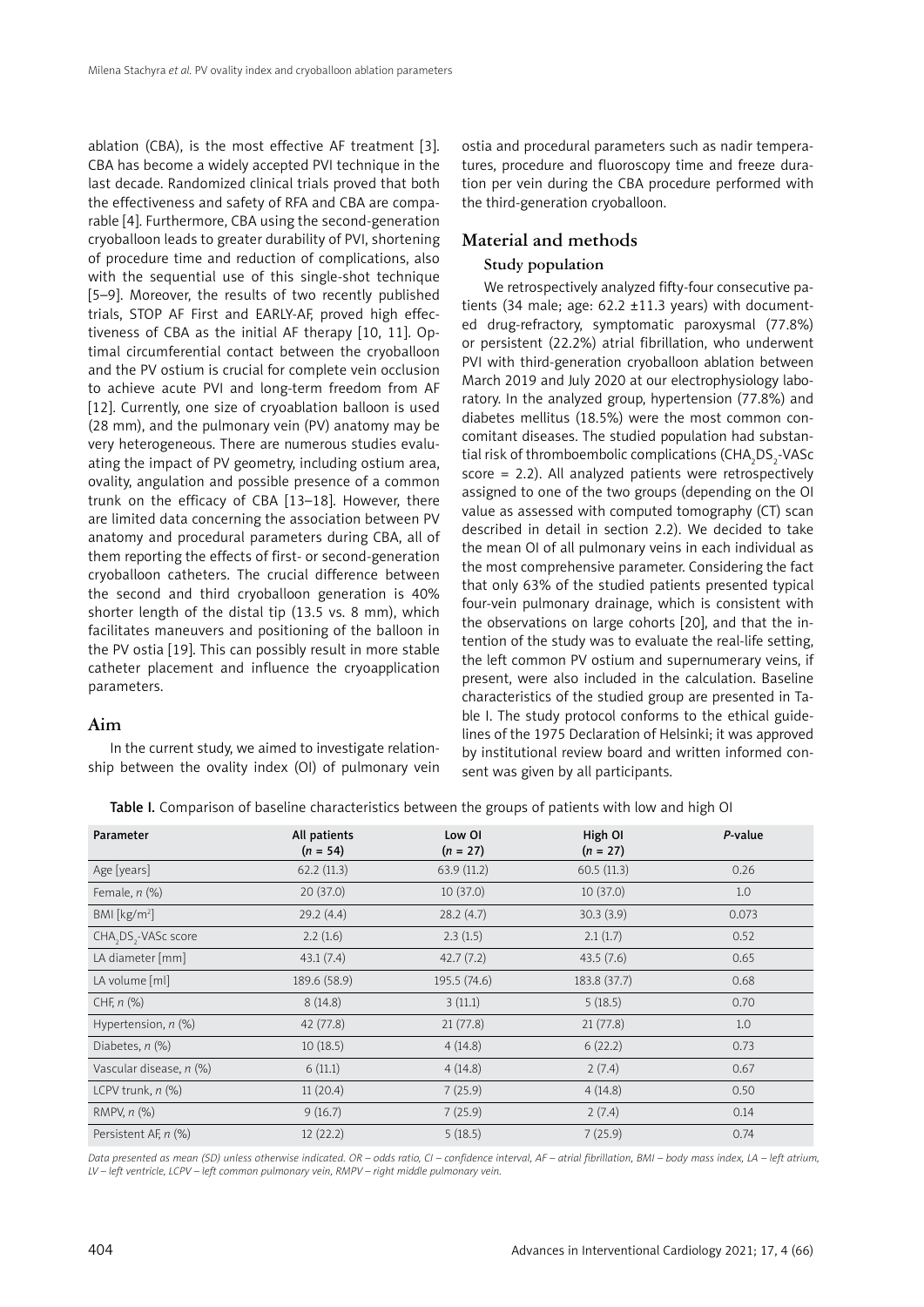ablation (CBA), is the most effective AF treatment [3]. CBA has become a widely accepted PVI technique in the last decade. Randomized clinical trials proved that both the effectiveness and safety of RFA and CBA are comparable [4]. Furthermore, CBA using the second-generation cryoballoon leads to greater durability of PVI, shortening of procedure time and reduction of complications, also with the sequential use of this single-shot technique [5–9]. Moreover, the results of two recently published trials, STOP AF First and EARLY-AF, proved high effectiveness of CBA as the initial AF therapy [10, 11]. Optimal circumferential contact between the cryoballoon and the PV ostium is crucial for complete vein occlusion to achieve acute PVI and long-term freedom from AF [12]. Currently, one size of cryoablation balloon is used (28 mm), and the pulmonary vein (PV) anatomy may be very heterogeneous. There are numerous studies evaluating the impact of PV geometry, including ostium area, ovality, angulation and possible presence of a common trunk on the efficacy of CBA [13–18]. However, there are limited data concerning the association between PV anatomy and procedural parameters during CBA, all of them reporting the effects of first- or second-generation cryoballoon catheters. The crucial difference between the second and third cryoballoon generation is 40% shorter length of the distal tip (13.5 vs. 8 mm), which facilitates maneuvers and positioning of the balloon in the PV ostia [19]. This can possibly result in more stable catheter placement and influence the cryoapplication parameters.

## Aim

In the current study, we aimed to investigate relationship between the ovality index (OI) of pulmonary vein ostia and procedural parameters such as nadir temperatures, procedure and fluoroscopy time and freeze duration per vein during the CBA procedure performed with the third-generation cryoballoon.

## Material and methods

### Study population

We retrospectively analyzed fifty-four consecutive patients (34 male; age: 62.2 ±11.3 years) with documented drug-refractory, symptomatic paroxysmal (77.8%) or persistent (22.2%) atrial fibrillation, who underwent PVI with third-generation cryoballoon ablation between March 2019 and July 2020 at our electrophysiology laboratory. In the analyzed group, hypertension (77.8%) and diabetes mellitus (18.5%) were the most common concomitant diseases. The studied population had substantial risk of thromboembolic complications ($CHA_2DS_2$-VASc score = 2.2). All analyzed patients were retrospectively assigned to one of the two groups (depending on the OI value as assessed with computed tomography (CT) scan described in detail in section 2.2). We decided to take the mean OI of all pulmonary veins in each individual as the most comprehensive parameter. Considering the fact that only 63% of the studied patients presented typical four-vein pulmonary drainage, which is consistent with the observations on large cohorts [20], and that the intention of the study was to evaluate the real-life setting, the left common PV ostium and supernumerary veins, if present, were also included in the calculation. Baseline characteristics of the studied group are presented in Table I. The study protocol conforms to the ethical guidelines of the 1975 Declaration of Helsinki; it was approved by institutional review board and written informed consent was given by all participants.

**Table I.** Comparison of baseline characteristics between the groups of patients with low and high OI

| Parameter | All patients (*n* = 54) | Low OI (*n* = 27) | High OI (*n* = 27) | *P*-value |
|---|---|---|---|---|
| Age [years] | 62.2 (11.3) | 63.9 (11.2) | 60.5 (11.3) | 0.26 |
| Female, *n* (%) | 20 (37.0) | 10 (37.0) | 10 (37.0) | 1.0 |
| BMI [kg/m$^2$] | 29.2 (4.4) | 28.2 (4.7) | 30.3 (3.9) | 0.073 |
| $CHA_2DS_2$-VASc score | 2.2 (1.6) | 2.3 (1.5) | 2.1 (1.7) | 0.52 |
| LA diameter [mm] | 43.1 (7.4) | 42.7 (7.2) | 43.5 (7.6) | 0.65 |
| LA volume [ml] | 189.6 (58.9) | 195.5 (74.6) | 183.8 (37.7) | 0.68 |
| CHF, *n* (%) | 8 (14.8) | 3 (11.1) | 5 (18.5) | 0.70 |
| Hypertension, *n* (%) | 42 (77.8) | 21 (77.8) | 21 (77.8) | 1.0 |
| Diabetes, *n* (%) | 10 (18.5) | 4 (14.8) | 6 (22.2) | 0.73 |
| Vascular disease, *n* (%) | 6 (11.1) | 4 (14.8) | 2 (7.4) | 0.67 |
| LCPV trunk, *n* (%) | 11 (20.4) | 7 (25.9) | 4 (14.8) | 0.50 |
| RMPV, *n* (%) | 9 (16.7) | 7 (25.9) | 2 (7.4) | 0.14 |
| Persistent AF, *n* (%) | 12 (22.2) | 5 (18.5) | 7 (25.9) | 0.74 |

*Data presented as mean (SD) unless otherwise indicated. OR – odds ratio, CI – confidence interval, AF – atrial fibrillation, BMI – body mass index, LA – left atrium, LV – left ventricle, LCPV – left common pulmonary vein, RMPV – right middle pulmonary vein.*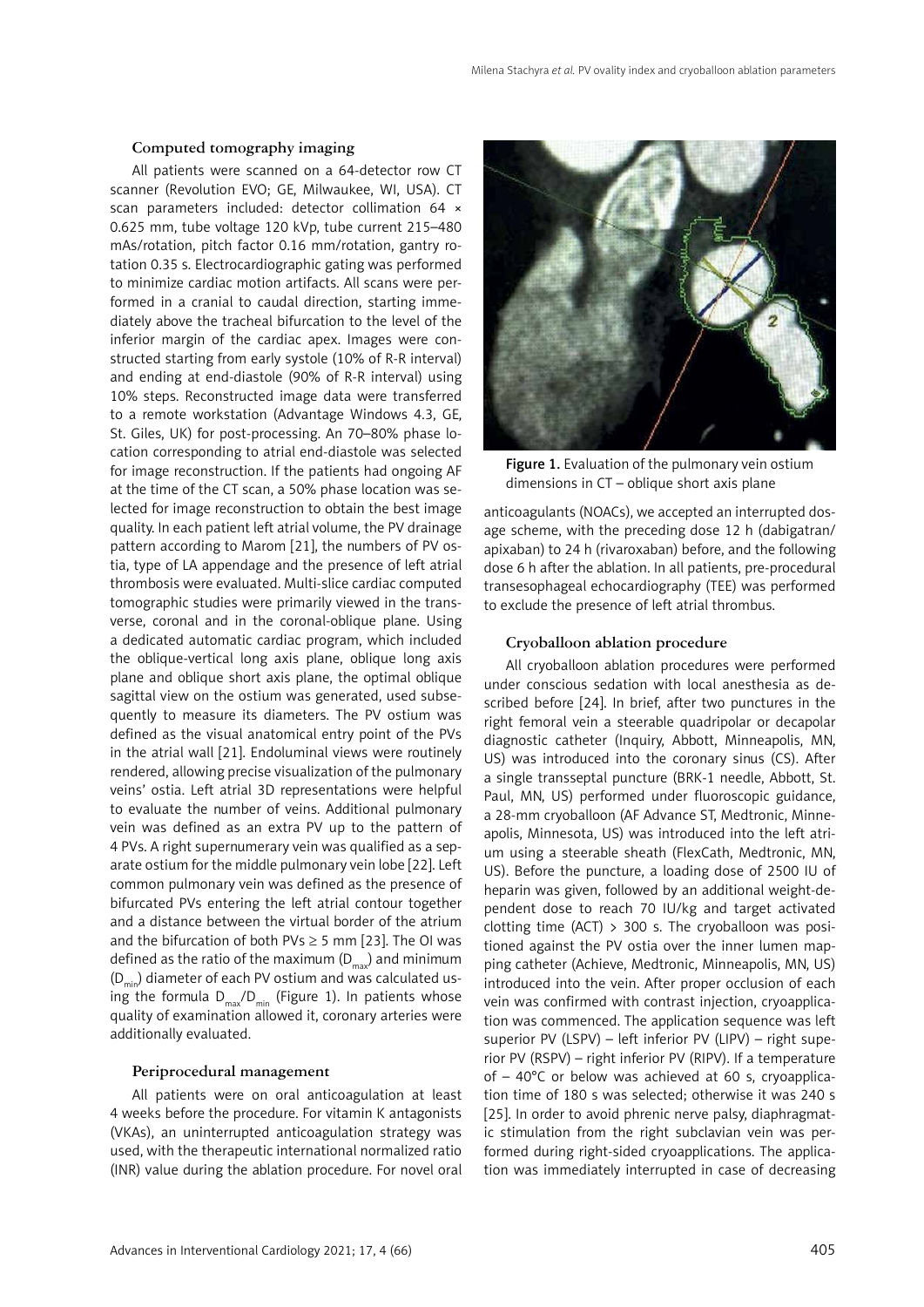### Computed tomography imaging

All patients were scanned on a 64-detector row CT scanner (Revolution EVO; GE, Milwaukee, WI, USA). CT scan parameters included: detector collimation 64 × 0.625 mm, tube voltage 120 kVp, tube current 215–480 mAs/rotation, pitch factor 0.16 mm/rotation, gantry rotation 0.35 s. Electrocardiographic gating was performed to minimize cardiac motion artifacts. All scans were performed in a cranial to caudal direction, starting immediately above the tracheal bifurcation to the level of the inferior margin of the cardiac apex. Images were constructed starting from early systole (10% of R-R interval) and ending at end-diastole (90% of R-R interval) using 10% steps. Reconstructed image data were transferred to a remote workstation (Advantage Windows 4.3, GE, St. Giles, UK) for post-processing. An 70–80% phase location corresponding to atrial end-diastole was selected for image reconstruction. If the patients had ongoing AF at the time of the CT scan, a 50% phase location was selected for image reconstruction to obtain the best image quality. In each patient left atrial volume, the PV drainage pattern according to Marom [21], the numbers of PV ostia, type of LA appendage and the presence of left atrial thrombosis were evaluated. Multi-slice cardiac computed tomographic studies were primarily viewed in the transverse, coronal and in the coronal-oblique plane. Using a dedicated automatic cardiac program, which included the oblique-vertical long axis plane, oblique long axis plane and oblique short axis plane, the optimal oblique sagittal view on the ostium was generated, used subsequently to measure its diameters. The PV ostium was defined as the visual anatomical entry point of the PVs in the atrial wall [21]. Endoluminal views were routinely rendered, allowing precise visualization of the pulmonary veins' ostia. Left atrial 3D representations were helpful to evaluate the number of veins. Additional pulmonary vein was defined as an extra PV up to the pattern of 4 PVs. A right supernumerary vein was qualified as a separate ostium for the middle pulmonary vein lobe [22]. Left common pulmonary vein was defined as the presence of bifurcated PVs entering the left atrial contour together and a distance between the virtual border of the atrium and the bifurcation of both PVs ≥ 5 mm [23]. The OI was defined as the ratio of the maximum ($D_{max}$) and minimum ($D_{min}$) diameter of each PV ostium and was calculated using the formula $D_{max}/D_{min}$ (Figure 1). In patients whose quality of examination allowed it, coronary arteries were additionally evaluated.

Figure 1. Evaluation of the pulmonary vein ostium dimensions in CT – oblique short axis plane

### Periprocedural management

All patients were on oral anticoagulation at least 4 weeks before the procedure. For vitamin K antagonists (VKAs), an uninterrupted anticoagulation strategy was used, with the therapeutic international normalized ratio (INR) value during the ablation procedure. For novel oral anticoagulants (NOACs), we accepted an interrupted dosage scheme, with the preceding dose 12 h (dabigatran/apixaban) to 24 h (rivaroxaban) before, and the following dose 6 h after the ablation. In all patients, pre-procedural transesophageal echocardiography (TEE) was performed to exclude the presence of left atrial thrombus.

### Cryoballoon ablation procedure

All cryoballoon ablation procedures were performed under conscious sedation with local anesthesia as described before [24]. In brief, after two punctures in the right femoral vein a steerable quadripolar or decapolar diagnostic catheter (Inquiry, Abbott, Minneapolis, MN, US) was introduced into the coronary sinus (CS). After a single transseptal puncture (BRK-1 needle, Abbott, St. Paul, MN, US) performed under fluoroscopic guidance, a 28-mm cryoballoon (AF Advance ST, Medtronic, Minneapolis, Minnesota, US) was introduced into the left atrium using a steerable sheath (FlexCath, Medtronic, MN, US). Before the puncture, a loading dose of 2500 IU of heparin was given, followed by an additional weight-dependent dose to reach 70 IU/kg and target activated clotting time (ACT) > 300 s. The cryoballoon was positioned against the PV ostia over the inner lumen mapping catheter (Achieve, Medtronic, Minneapolis, MN, US) introduced into the vein. After proper occlusion of each vein was confirmed with contrast injection, cryoapplication was commenced. The application sequence was left superior PV (LSPV) – left inferior PV (LIPV) – right superior PV (RSPV) – right inferior PV (RIPV). If a temperature of – 40°C or below was achieved at 60 s, cryoapplication time of 180 s was selected; otherwise it was 240 s [25]. In order to avoid phrenic nerve palsy, diaphragmatic stimulation from the right subclavian vein was performed during right-sided cryoapplications. The application was immediately interrupted in case of decreasing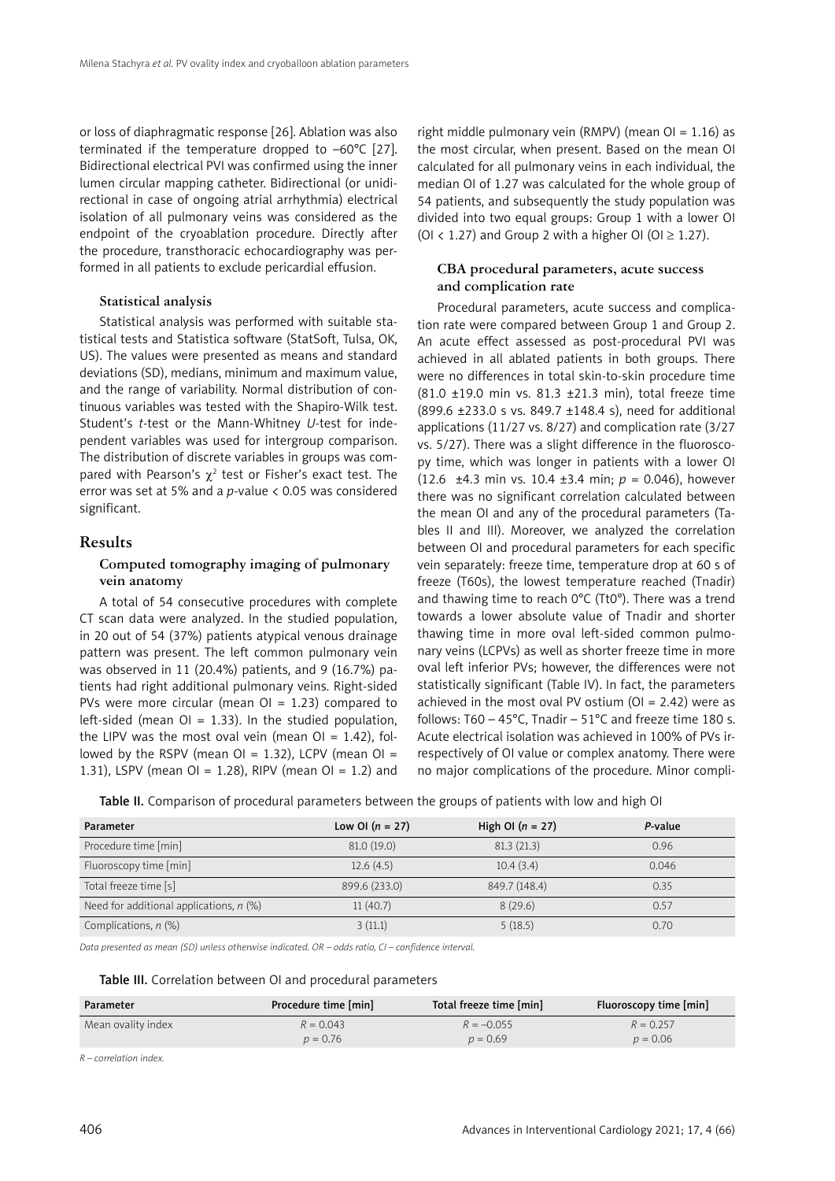or loss of diaphragmatic response [26]. Ablation was also terminated if the temperature dropped to –60°C [27]. Bidirectional electrical PVI was confirmed using the inner lumen circular mapping catheter. Bidirectional (or unidirectional in case of ongoing atrial arrhythmia) electrical isolation of all pulmonary veins was considered as the endpoint of the cryoablation procedure. Directly after the procedure, transthoracic echocardiography was performed in all patients to exclude pericardial effusion.

### Statistical analysis

Statistical analysis was performed with suitable statistical tests and Statistica software (StatSoft, Tulsa, OK, US). The values were presented as means and standard deviations (SD), medians, minimum and maximum value, and the range of variability. Normal distribution of continuous variables was tested with the Shapiro-Wilk test. Student's *t*-test or the Mann-Whitney *U*-test for independent variables was used for intergroup comparison. The distribution of discrete variables in groups was compared with Pearson's $\chi^2$ test or Fisher's exact test. The error was set at 5% and a *p*-value < 0.05 was considered significant.

## Results

### Computed tomography imaging of pulmonary vein anatomy

A total of 54 consecutive procedures with complete CT scan data were analyzed. In the studied population, in 20 out of 54 (37%) patients atypical venous drainage pattern was present. The left common pulmonary vein was observed in 11 (20.4%) patients, and 9 (16.7%) patients had right additional pulmonary veins. Right-sided PVs were more circular (mean OI = 1.23) compared to left-sided (mean OI = 1.33). In the studied population, the LIPV was the most oval vein (mean OI = 1.42), followed by the RSPV (mean OI = 1.32), LCPV (mean OI = 1.31), LSPV (mean OI = 1.28), RIPV (mean OI = 1.2) and right middle pulmonary vein (RMPV) (mean OI = 1.16) as the most circular, when present. Based on the mean OI calculated for all pulmonary veins in each individual, the median OI of 1.27 was calculated for the whole group of 54 patients, and subsequently the study population was divided into two equal groups: Group 1 with a lower OI (OI < 1.27) and Group 2 with a higher OI (OI ≥ 1.27).

### CBA procedural parameters, acute success and complication rate

Procedural parameters, acute success and complication rate were compared between Group 1 and Group 2. An acute effect assessed as post-procedural PVI was achieved in all ablated patients in both groups. There were no differences in total skin-to-skin procedure time (81.0 ±19.0 min vs. 81.3 ±21.3 min), total freeze time (899.6 ±233.0 s vs. 849.7 ±148.4 s), need for additional applications (11/27 vs. 8/27) and complication rate (3/27 vs. 5/27). There was a slight difference in the fluoroscopy time, which was longer in patients with a lower OI (12.6 ±4.3 min vs. 10.4 ±3.4 min; *p* = 0.046), however there was no significant correlation calculated between the mean OI and any of the procedural parameters (Tables II and III). Moreover, we analyzed the correlation between OI and procedural parameters for each specific vein separately: freeze time, temperature drop at 60 s of freeze (T60s), the lowest temperature reached (Tnadir) and thawing time to reach 0°C (Tt0°). There was a trend towards a lower absolute value of Tnadir and shorter thawing time in more oval left-sided common pulmonary veins (LCPVs) as well as shorter freeze time in more oval left inferior PVs; however, the differences were not statistically significant (Table IV). In fact, the parameters achieved in the most oval PV ostium (OI = 2.42) were as follows: T60 – 45°C, Tnadir – 51°C and freeze time 180 s. Acute electrical isolation was achieved in 100% of PVs irrespectively of OI value or complex anatomy. There were no major complications of the procedure. Minor compli-

**Table II.** Comparison of procedural parameters between the groups of patients with low and high OI

| Parameter | Low OI (*n* = 27) | High OI (*n* = 27) | *P*-value |
|---|---|---|---|
| Procedure time [min] | 81.0 (19.0) | 81.3 (21.3) | 0.96 |
| Fluoroscopy time [min] | 12.6 (4.5) | 10.4 (3.4) | 0.046 |
| Total freeze time [s] | 899.6 (233.0) | 849.7 (148.4) | 0.35 |
| Need for additional applications, *n* (%) | 11 (40.7) | 8 (29.6) | 0.57 |
| Complications, *n* (%) | 3 (11.1) | 5 (18.5) | 0.70 |

*Data presented as mean (SD) unless otherwise indicated. OR – odds ratio, CI – confidence interval.*

**Table III.** Correlation between OI and procedural parameters

| Parameter | Procedure time [min] | Total freeze time [min] | Fluoroscopy time [min] |
|---|---|---|---|
| Mean ovality index | $R$ = 0.043<br>$p$ = 0.76 | $R$ = –0.055<br>$p$ = 0.69 | $R$ = 0.257<br>$p$ = 0.06 |

*R – correlation index.*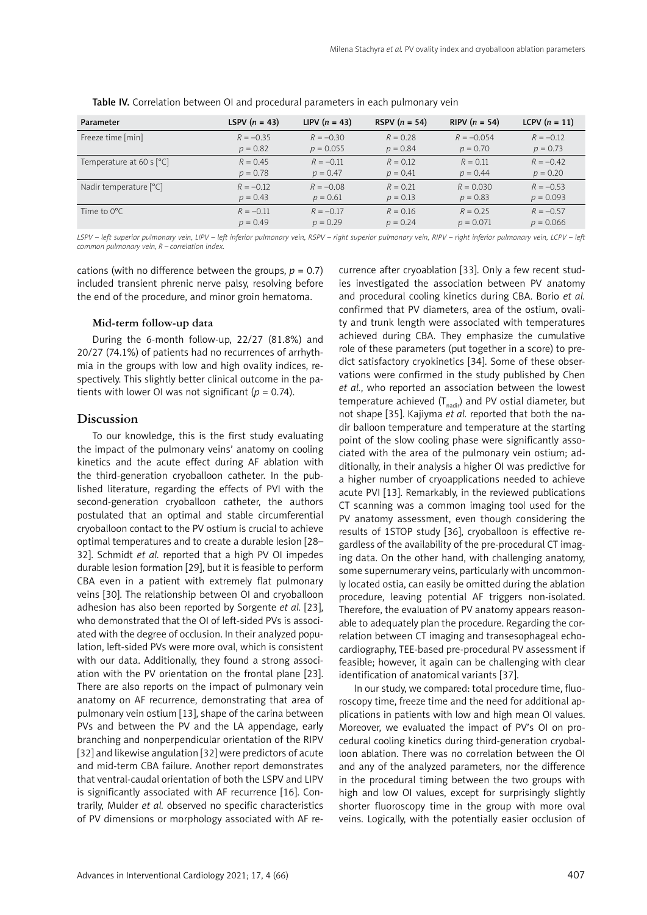Table IV. Correlation between OI and procedural parameters in each pulmonary vein

| Parameter | LSPV ($n$ = 43) | LIPV ($n$ = 43) | RSPV ($n$ = 54) | RIPV ($n$ = 54) | LCPV ($n$ = 11) |
|---|---|---|---|---|---|
| Freeze time [min] | $R$ = –0.35 $p$ = 0.82 | $R$ = –0.30 $p$ = 0.055 | $R$ = 0.28 $p$ = 0.84 | $R$ = –0.054 $p$ = 0.70 | $R$ = –0.12 $p$ = 0.73 |
| Temperature at 60 s [°C] | $R$ = 0.45 $p$ = 0.78 | $R$ = –0.11 $p$ = 0.47 | $R$ = 0.12 $p$ = 0.41 | $R$ = 0.11 $p$ = 0.44 | $R$ = –0.42 $p$ = 0.20 |
| Nadir temperature [°C] | $R$ = –0.12 $p$ = 0.43 | $R$ = –0.08 $p$ = 0.61 | $R$ = 0.21 $p$ = 0.13 | $R$ = 0.030 $p$ = 0.83 | $R$ = –0.53 $p$ = 0.093 |
| Time to 0°C | $R$ = –0.11 $p$ = 0.49 | $R$ = –0.17 $p$ = 0.29 | $R$ = 0.16 $p$ = 0.24 | $R$ = 0.25 $p$ = 0.071 | $R$ = –0.57 $p$ = 0.066 |

*LSPV – left superior pulmonary vein, LIPV – left inferior pulmonary vein, RSPV – right superior pulmonary vein, RIPV – right inferior pulmonary vein, LCPV – left common pulmonary vein, R – correlation index.*

cations (with no difference between the groups, $p$ = 0.7) included transient phrenic nerve palsy, resolving before the end of the procedure, and minor groin hematoma.

### Mid-term follow-up data

During the 6-month follow-up, 22/27 (81.8%) and 20/27 (74.1%) of patients had no recurrences of arrhythmia in the groups with low and high ovality indices, respectively. This slightly better clinical outcome in the patients with lower OI was not significant ($p$ = 0.74).

## Discussion

To our knowledge, this is the first study evaluating the impact of the pulmonary veins' anatomy on cooling kinetics and the acute effect during AF ablation with the third-generation cryoballoon catheter. In the published literature, regarding the effects of PVI with the second-generation cryoballoon catheter, the authors postulated that an optimal and stable circumferential cryoballoon contact to the PV ostium is crucial to achieve optimal temperatures and to create a durable lesion [28–32]. Schmidt *et al.* reported that a high PV OI impedes durable lesion formation [29], but it is feasible to perform CBA even in a patient with extremely flat pulmonary veins [30]. The relationship between OI and cryoballoon adhesion has also been reported by Sorgente *et al.* [23], who demonstrated that the OI of left-sided PVs is associated with the degree of occlusion. In their analyzed population, left-sided PVs were more oval, which is consistent with our data. Additionally, they found a strong association with the PV orientation on the frontal plane [23]. There are also reports on the impact of pulmonary vein anatomy on AF recurrence, demonstrating that area of pulmonary vein ostium [13], shape of the carina between PVs and between the PV and the LA appendage, early branching and nonperpendicular orientation of the RIPV [32] and likewise angulation [32] were predictors of acute and mid-term CBA failure. Another report demonstrates that ventral-caudal orientation of both the LSPV and LIPV is significantly associated with AF recurrence [16]. Contrarily, Mulder *et al.* observed no specific characteristics of PV dimensions or morphology associated with AF recurrence after cryoablation [33]. Only a few recent studies investigated the association between PV anatomy and procedural cooling kinetics during CBA. Borio *et al.* confirmed that PV diameters, area of the ostium, ovality and trunk length were associated with temperatures achieved during CBA. They emphasize the cumulative role of these parameters (put together in a score) to predict satisfactory cryokinetics [34]. Some of these observations were confirmed in the study published by Chen *et al.*, who reported an association between the lowest temperature achieved ($T_{nadir}$) and PV ostial diameter, but not shape [35]. Kajiyma *et al.* reported that both the nadir balloon temperature and temperature at the starting point of the slow cooling phase were significantly associated with the area of the pulmonary vein ostium; additionally, in their analysis a higher OI was predictive for a higher number of cryoapplications needed to achieve acute PVI [13]. Remarkably, in the reviewed publications CT scanning was a common imaging tool used for the PV anatomy assessment, even though considering the results of 1STOP study [36], cryoballoon is effective regardless of the availability of the pre-procedural CT imaging data. On the other hand, with challenging anatomy, some supernumerary veins, particularly with uncommonly located ostia, can easily be omitted during the ablation procedure, leaving potential AF triggers non-isolated. Therefore, the evaluation of PV anatomy appears reasonable to adequately plan the procedure. Regarding the correlation between CT imaging and transesophageal echocardiography, TEE-based pre-procedural PV assessment if feasible; however, it again can be challenging with clear identification of anatomical variants [37].

In our study, we compared: total procedure time, fluoroscopy time, freeze time and the need for additional applications in patients with low and high mean OI values. Moreover, we evaluated the impact of PV's OI on procedural cooling kinetics during third-generation cryoballoon ablation. There was no correlation between the OI and any of the analyzed parameters, nor the difference in the procedural timing between the two groups with high and low OI values, except for surprisingly slightly shorter fluoroscopy time in the group with more oval veins. Logically, with the potentially easier occlusion of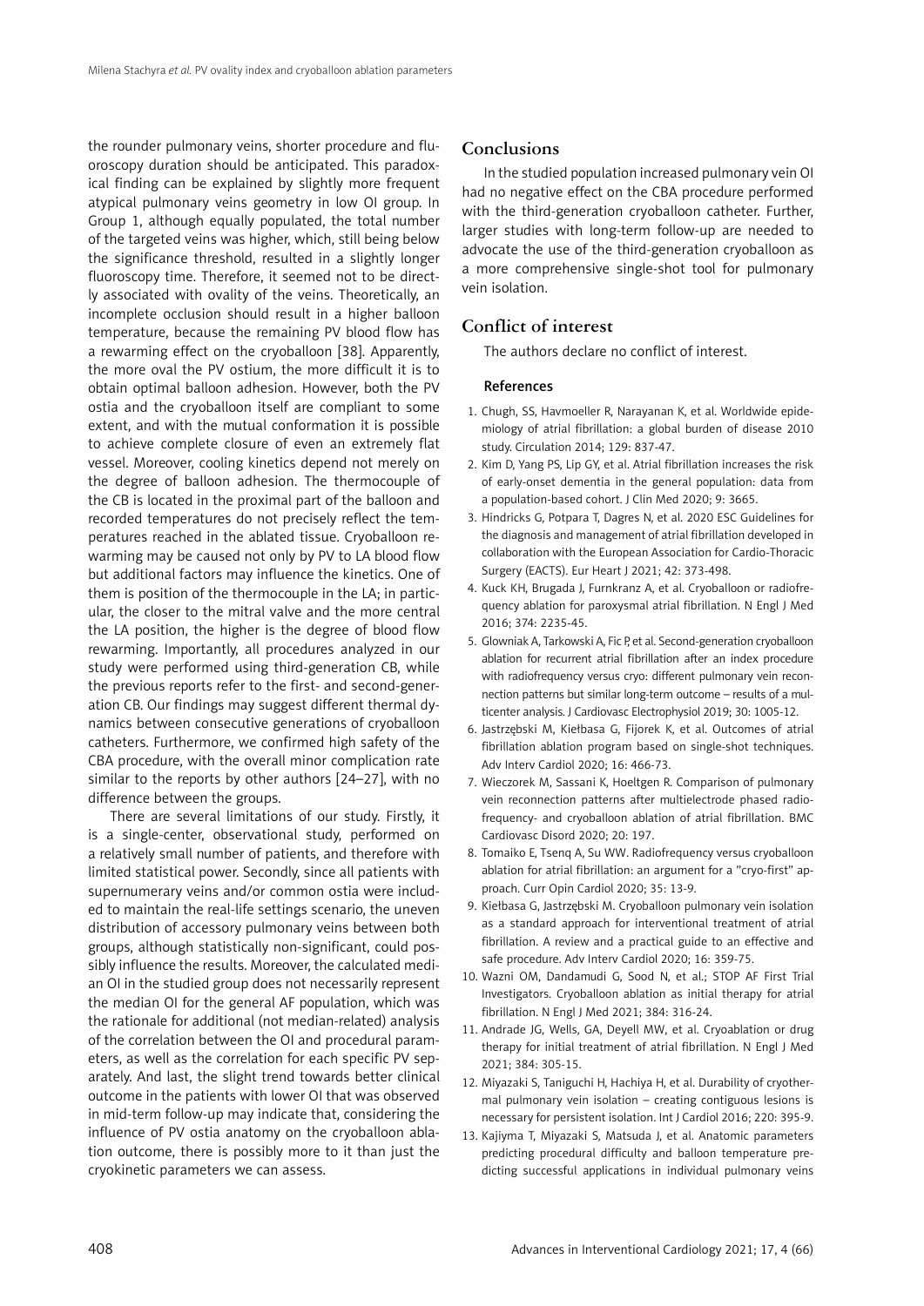the rounder pulmonary veins, shorter procedure and fluoroscopy duration should be anticipated. This paradoxical finding can be explained by slightly more frequent atypical pulmonary veins geometry in low OI group. In Group 1, although equally populated, the total number of the targeted veins was higher, which, still being below the significance threshold, resulted in a slightly longer fluoroscopy time. Therefore, it seemed not to be directly associated with ovality of the veins. Theoretically, an incomplete occlusion should result in a higher balloon temperature, because the remaining PV blood flow has a rewarming effect on the cryoballoon [38]. Apparently, the more oval the PV ostium, the more difficult it is to obtain optimal balloon adhesion. However, both the PV ostia and the cryoballoon itself are compliant to some extent, and with the mutual conformation it is possible to achieve complete closure of even an extremely flat vessel. Moreover, cooling kinetics depend not merely on the degree of balloon adhesion. The thermocouple of the CB is located in the proximal part of the balloon and recorded temperatures do not precisely reflect the temperatures reached in the ablated tissue. Cryoballoon rewarming may be caused not only by PV to LA blood flow but additional factors may influence the kinetics. One of them is position of the thermocouple in the LA; in particular, the closer to the mitral valve and the more central the LA position, the higher is the degree of blood flow rewarming. Importantly, all procedures analyzed in our study were performed using third-generation CB, while the previous reports refer to the first- and second-generation CB. Our findings may suggest different thermal dynamics between consecutive generations of cryoballoon catheters. Furthermore, we confirmed high safety of the CBA procedure, with the overall minor complication rate similar to the reports by other authors [24–27], with no difference between the groups.

There are several limitations of our study. Firstly, it is a single-center, observational study, performed on a relatively small number of patients, and therefore with limited statistical power. Secondly, since all patients with supernumerary veins and/or common ostia were included to maintain the real-life settings scenario, the uneven distribution of accessory pulmonary veins between both groups, although statistically non-significant, could possibly influence the results. Moreover, the calculated median OI in the studied group does not necessarily represent the median OI for the general AF population, which was the rationale for additional (not median-related) analysis of the correlation between the OI and procedural parameters, as well as the correlation for each specific PV separately. And last, the slight trend towards better clinical outcome in the patients with lower OI that was observed in mid-term follow-up may indicate that, considering the influence of PV ostia anatomy on the cryoballoon ablation outcome, there is possibly more to it than just the cryokinetic parameters we can assess.

## Conclusions

In the studied population increased pulmonary vein OI had no negative effect on the CBA procedure performed with the third-generation cryoballoon catheter. Further, larger studies with long-term follow-up are needed to advocate the use of the third-generation cryoballoon as a more comprehensive single-shot tool for pulmonary vein isolation.

## Conflict of interest

The authors declare no conflict of interest.

### References

1. Chugh, SS, Havmoeller R, Narayanan K, et al. Worldwide epidemiology of atrial fibrillation: a global burden of disease 2010 study. Circulation 2014; 129: 837-47.
2. Kim D, Yang PS, Lip GY, et al. Atrial fibrillation increases the risk of early-onset dementia in the general population: data from a population-based cohort. J Clin Med 2020; 9: 3665.
3. Hindricks G, Potpara T, Dagres N, et al. 2020 ESC Guidelines for the diagnosis and management of atrial fibrillation developed in collaboration with the European Association for Cardio-Thoracic Surgery (EACTS). Eur Heart J 2021; 42: 373-498.
4. Kuck KH, Brugada J, Furnkranz A, et al. Cryoballoon or radiofrequency ablation for paroxysmal atrial fibrillation. N Engl J Med 2016; 374: 2235-45.
5. Glowniak A, Tarkowski A, Fic P, et al. Second-generation cryoballoon ablation for recurrent atrial fibrillation after an index procedure with radiofrequency versus cryo: different pulmonary vein reconnection patterns but similar long-term outcome – results of a multicenter analysis. J Cardiovasc Electrophysiol 2019; 30: 1005-12.
6. Jastrzębski M, Kiełbasa G, Fijorek K, et al. Outcomes of atrial fibrillation ablation program based on single-shot techniques. Adv Interv Cardiol 2020; 16: 466-73.
7. Wieczorek M, Sassani K, Hoeltgen R. Comparison of pulmonary vein reconnection patterns after multielectrode phased radiofrequency- and cryoballoon ablation of atrial fibrillation. BMC Cardiovasc Disord 2020; 20: 197.
8. Tomaiko E, Tseng A, Su WW. Radiofrequency versus cryoballoon ablation for atrial fibrillation: an argument for a "cryo-first" approach. Curr Opin Cardiol 2020; 35: 13-9.
9. Kiełbasa G, Jastrzębski M. Cryoballoon pulmonary vein isolation as a standard approach for interventional treatment of atrial fibrillation. A review and a practical guide to an effective and safe procedure. Adv Interv Cardiol 2020; 16: 359-75.
10. Wazni OM, Dandamudi G, Sood N, et al.; STOP AF First Trial Investigators. Cryoballoon ablation as initial therapy for atrial fibrillation. N Engl J Med 2021; 384: 316-24.
11. Andrade JG, Wells, GA, Deyell MW, et al. Cryoablation or drug therapy for initial treatment of atrial fibrillation. N Engl J Med 2021; 384: 305-15.
12. Miyazaki S, Taniguchi H, Hachiya H, et al. Durability of cryothermal pulmonary vein isolation – creating contiguous lesions is necessary for persistent isolation. Int J Cardiol 2016; 220: 395-9.
13. Kajiyma T, Miyazaki S, Matsuda J, et al. Anatomic parameters predicting procedural difficulty and balloon temperature predicting successful applications in individual pulmonary veins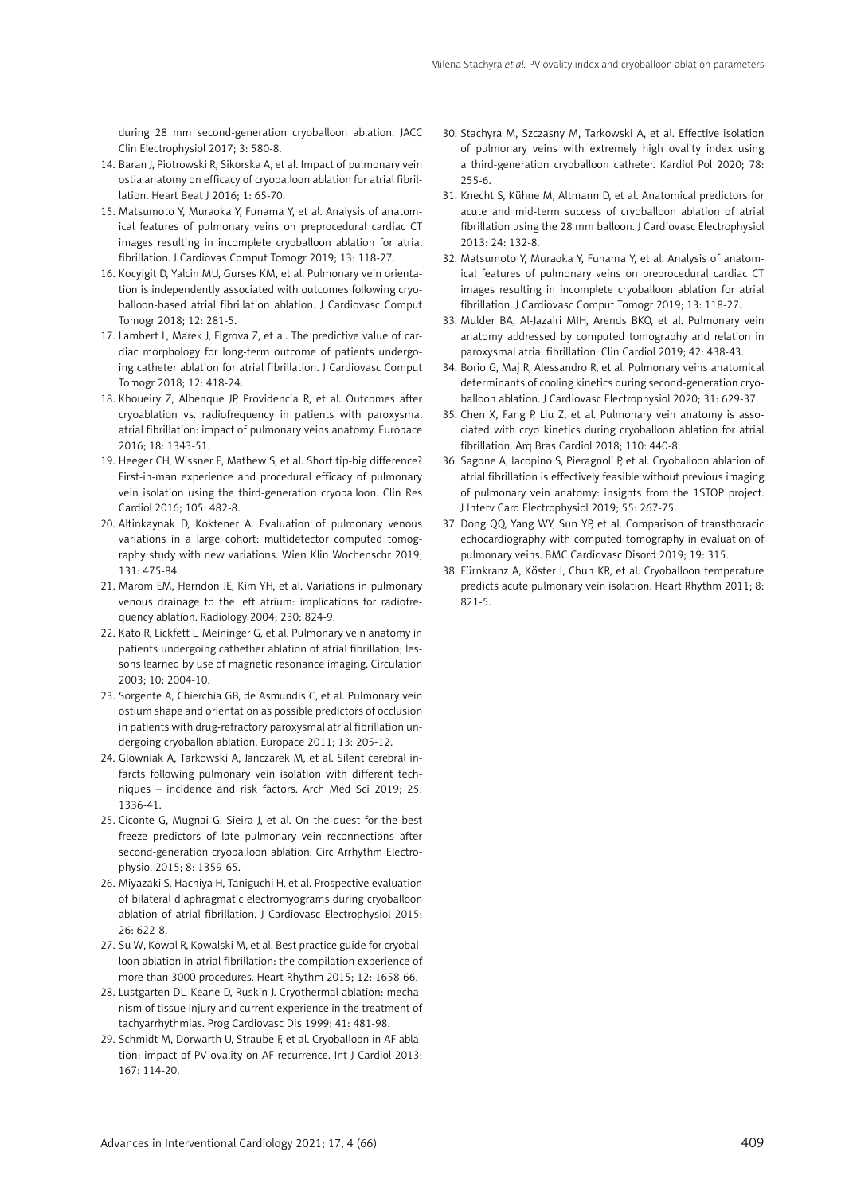during 28 mm second-generation cryoballoon ablation. JACC Clin Electrophysiol 2017; 3: 580-8.

14. Baran J, Piotrowski R, Sikorska A, et al. Impact of pulmonary vein ostia anatomy on efficacy of cryoballoon ablation for atrial fibrillation. Heart Beat J 2016; 1: 65-70.
15. Matsumoto Y, Muraoka Y, Funama Y, et al. Analysis of anatomical features of pulmonary veins on preprocedural cardiac CT images resulting in incomplete cryoballoon ablation for atrial fibrillation. J Cardiovas Comput Tomogr 2019; 13: 118-27.
16. Kocyigit D, Yalcin MU, Gurses KM, et al. Pulmonary vein orientation is independently associated with outcomes following cryoballoon-based atrial fibrillation ablation. J Cardiovasc Comput Tomogr 2018; 12: 281-5.
17. Lambert L, Marek J, Figrova Z, et al. The predictive value of cardiac morphology for long-term outcome of patients undergoing catheter ablation for atrial fibrillation. J Cardiovasc Comput Tomogr 2018; 12: 418-24.
18. Khoueiry Z, Albenque JP, Providencia R, et al. Outcomes after cryoablation vs. radiofrequency in patients with paroxysmal atrial fibrillation: impact of pulmonary veins anatomy. Europace 2016; 18: 1343-51.
19. Heeger CH, Wissner E, Mathew S, et al. Short tip-big difference? First-in-man experience and procedural efficacy of pulmonary vein isolation using the third-generation cryoballoon. Clin Res Cardiol 2016; 105: 482-8.
20. Altinkaynak D, Koktener A. Evaluation of pulmonary venous variations in a large cohort: multidetector computed tomography study with new variations. Wien Klin Wochenschr 2019; 131: 475-84.
21. Marom EM, Herndon JE, Kim YH, et al. Variations in pulmonary venous drainage to the left atrium: implications for radiofrequency ablation. Radiology 2004; 230: 824-9.
22. Kato R, Lickfett L, Meininger G, et al. Pulmonary vein anatomy in patients undergoing catheter ablation of atrial fibrillation; lessons learned by use of magnetic resonance imaging. Circulation 2003; 10: 2004-10.
23. Sorgente A, Chierchia GB, de Asmundis C, et al. Pulmonary vein ostium shape and orientation as possible predictors of occlusion in patients with drug-refractory paroxysmal atrial fibrillation undergoing cryoballon ablation. Europace 2011; 13: 205-12.
24. Glowniak A, Tarkowski A, Janczarek M, et al. Silent cerebral infarcts following pulmonary vein isolation with different techniques – incidence and risk factors. Arch Med Sci 2019; 25: 1336-41.
25. Ciconte G, Mugnai G, Sieira J, et al. On the quest for the best freeze predictors of late pulmonary vein reconnections after second-generation cryoballoon ablation. Circ Arrhythm Electrophysiol 2015; 8: 1359-65.
26. Miyazaki S, Hachiya H, Taniguchi H, et al. Prospective evaluation of bilateral diaphragmatic electromyograms during cryoballoon ablation of atrial fibrillation. J Cardiovasc Electrophysiol 2015; 26: 622-8.
27. Su W, Kowal R, Kowalski M, et al. Best practice guide for cryoballoon ablation in atrial fibrillation: the compilation experience of more than 3000 procedures. Heart Rhythm 2015; 12: 1658-66.
28. Lustgarten DL, Keane D, Ruskin J. Cryothermal ablation: mechanism of tissue injury and current experience in the treatment of tachyarrhythmias. Prog Cardiovasc Dis 1999; 41: 481-98.
29. Schmidt M, Dorwarth U, Straube F, et al. Cryoballoon in AF ablation: impact of PV ovality on AF recurrence. Int J Cardiol 2013; 167: 114-20.
30. Stachyra M, Szczasny M, Tarkowski A, et al. Effective isolation of pulmonary veins with extremely high ovality index using a third-generation cryoballoon catheter. Kardiol Pol 2020; 78: 255-6.
31. Knecht S, Kühne M, Altmann D, et al. Anatomical predictors for acute and mid-term success of cryoballoon ablation of atrial fibrillation using the 28 mm balloon. J Cardiovasc Electrophysiol 2013: 24: 132-8.
32. Matsumoto Y, Muraoka Y, Funama Y, et al. Analysis of anatomical features of pulmonary veins on preprocedural cardiac CT images resulting in incomplete cryoballoon ablation for atrial fibrillation. J Cardiovasc Comput Tomogr 2019; 13: 118-27.
33. Mulder BA, Al-Jazairi MIH, Arends BKO, et al. Pulmonary vein anatomy addressed by computed tomography and relation in paroxysmal atrial fibrillation. Clin Cardiol 2019; 42: 438-43.
34. Borio G, Maj R, Alessandro R, et al. Pulmonary veins anatomical determinants of cooling kinetics during second-generation cryoballoon ablation. J Cardiovasc Electrophysiol 2020; 31: 629-37.
35. Chen X, Fang P, Liu Z, et al. Pulmonary vein anatomy is associated with cryo kinetics during cryoballoon ablation for atrial fibrillation. Arq Bras Cardiol 2018; 110: 440-8.
36. Sagone A, Iacopino S, Pieragnoli P, et al. Cryoballoon ablation of atrial fibrillation is effectively feasible without previous imaging of pulmonary vein anatomy: insights from the 1STOP project. J Interv Card Electrophysiol 2019; 55: 267-75.
37. Dong QQ, Yang WY, Sun YP, et al. Comparison of transthoracic echocardiography with computed tomography in evaluation of pulmonary veins. BMC Cardiovasc Disord 2019; 19: 315.
38. Fürnkranz A, Köster I, Chun KR, et al. Cryoballoon temperature predicts acute pulmonary vein isolation. Heart Rhythm 2011; 8: 821-5.